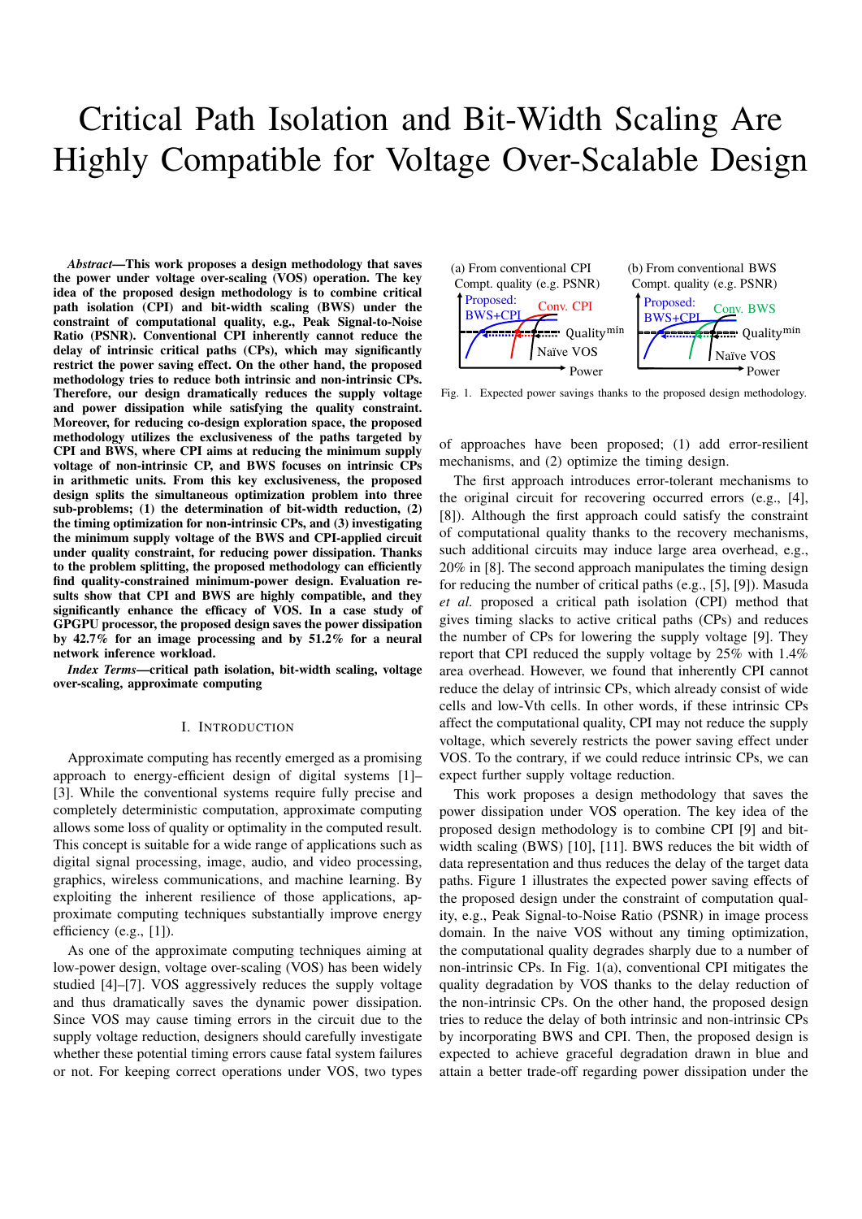# Critical Path Isolation and Bit-Width Scaling Are Highly Compatible for Voltage Over-Scalable Design

***Abstract*—This work proposes a design methodology that saves the power under voltage over-scaling (VOS) operation. The key idea of the proposed design methodology is to combine critical path isolation (CPI) and bit-width scaling (BWS) under the constraint of computational quality, e.g., Peak Signal-to-Noise Ratio (PSNR). Conventional CPI inherently cannot reduce the delay of intrinsic critical paths (CPs), which may significantly restrict the power saving effect. On the other hand, the proposed methodology tries to reduce both intrinsic and non-intrinsic CPs. Therefore, our design dramatically reduces the supply voltage and power dissipation while satisfying the quality constraint. Moreover, for reducing co-design exploration space, the proposed methodology utilizes the exclusiveness of the paths targeted by CPI and BWS, where CPI aims at reducing the minimum supply voltage of non-intrinsic CP, and BWS focuses on intrinsic CPs in arithmetic units. From this key exclusiveness, the proposed design splits the simultaneous optimization problem into three sub-problems; (1) the determination of bit-width reduction, (2) the timing optimization for non-intrinsic CPs, and (3) investigating the minimum supply voltage of the BWS and CPI-applied circuit under quality constraint, for reducing power dissipation. Thanks to the problem splitting, the proposed methodology can efficiently find quality-constrained minimum-power design. Evaluation results show that CPI and BWS are highly compatible, and they significantly enhance the efficacy of VOS. In a case study of GPGPU processor, the proposed design saves the power dissipation by 42.7% for an image processing and by 51.2% for a neural network inference workload.**

***Index Terms*—critical path isolation, bit-width scaling, voltage over-scaling, approximate computing**

## I. Introduction

Approximate computing has recently emerged as a promising approach to energy-efficient design of digital systems [1]–[3]. While the conventional systems require fully precise and completely deterministic computation, approximate computing allows some loss of quality or optimality in the computed result. This concept is suitable for a wide range of applications such as digital signal processing, image, audio, and video processing, graphics, wireless communications, and machine learning. By exploiting the inherent resilience of those applications, approximate computing techniques substantially improve energy efficiency (e.g., [1]).

As one of the approximate computing techniques aiming at low-power design, voltage over-scaling (VOS) has been widely studied [4]–[7]. VOS aggressively reduces the supply voltage and thus dramatically saves the dynamic power dissipation. Since VOS may cause timing errors in the circuit due to the supply voltage reduction, designers should carefully investigate whether these potential timing errors cause fatal system failures or not. For keeping correct operations under VOS, two types of approaches have been proposed; (1) add error-resilient mechanisms, and (2) optimize the timing design.

(a) From conventional CPI &nbsp;&nbsp;&nbsp;&nbsp; (b) From conventional BWS

Fig. 1. Expected power savings thanks to the proposed design methodology.

The first approach introduces error-tolerant mechanisms to the original circuit for recovering occurred errors (e.g., [4], [8]). Although the first approach could satisfy the constraint of computational quality thanks to the recovery mechanisms, such additional circuits may induce large area overhead, e.g., 20% in [8]. The second approach manipulates the timing design for reducing the number of critical paths (e.g., [5], [9]). Masuda *et al.* proposed a critical path isolation (CPI) method that gives timing slacks to active critical paths (CPs) and reduces the number of CPs for lowering the supply voltage [9]. They report that CPI reduced the supply voltage by 25% with 1.4% area overhead. However, we found that inherently CPI cannot reduce the delay of intrinsic CPs, which already consist of wide cells and low-Vth cells. In other words, if these intrinsic CPs affect the computational quality, CPI may not reduce the supply voltage, which severely restricts the power saving effect under VOS. To the contrary, if we could reduce intrinsic CPs, we can expect further supply voltage reduction.

This work proposes a design methodology that saves the power dissipation under VOS operation. The key idea of the proposed design methodology is to combine CPI [9] and bit-width scaling (BWS) [10], [11]. BWS reduces the bit width of data representation and thus reduces the delay of the target data paths. Figure 1 illustrates the expected power saving effects of the proposed design under the constraint of computation quality, e.g., Peak Signal-to-Noise Ratio (PSNR) in image process domain. In the naive VOS without any timing optimization, the computational quality degrades sharply due to a number of non-intrinsic CPs. In Fig. 1(a), conventional CPI mitigates the quality degradation by VOS thanks to the delay reduction of the non-intrinsic CPs. On the other hand, the proposed design tries to reduce the delay of both intrinsic and non-intrinsic CPs by incorporating BWS and CPI. Then, the proposed design is expected to achieve graceful degradation drawn in blue and attain a better trade-off regarding power dissipation under the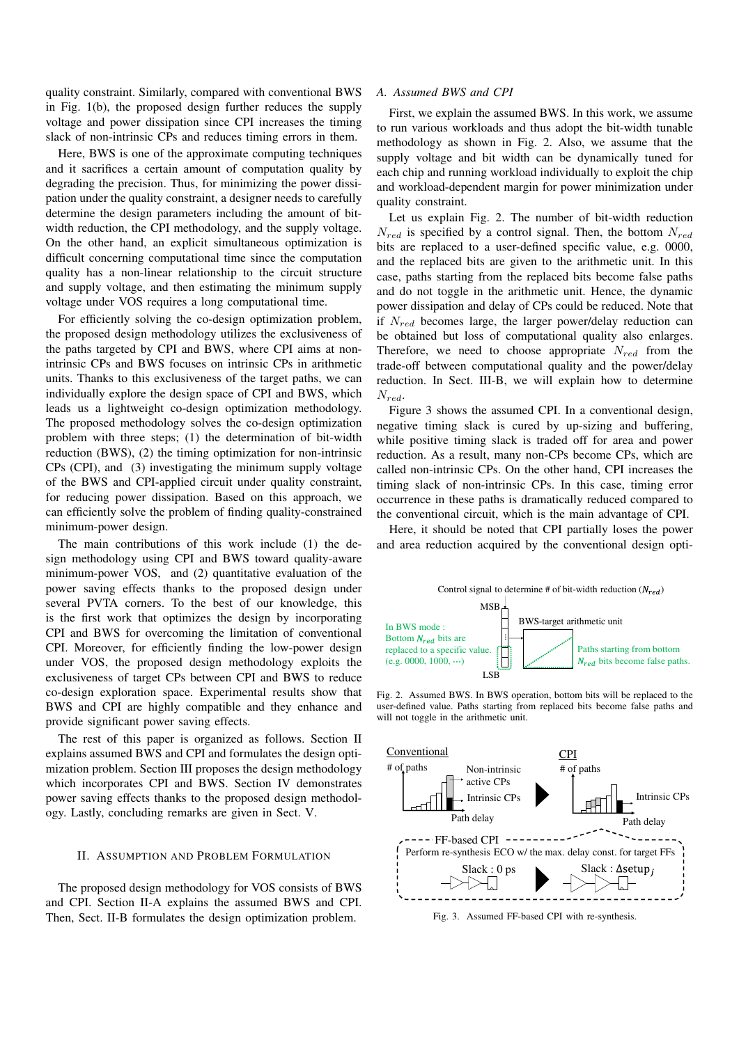quality constraint. Similarly, compared with conventional BWS in Fig. 1(b), the proposed design further reduces the supply voltage and power dissipation since CPI increases the timing slack of non-intrinsic CPs and reduces timing errors in them.

Here, BWS is one of the approximate computing techniques and it sacrifices a certain amount of computation quality by degrading the precision. Thus, for minimizing the power dissipation under the quality constraint, a designer needs to carefully determine the design parameters including the amount of bit-width reduction, the CPI methodology, and the supply voltage. On the other hand, an explicit simultaneous optimization is difficult concerning computational time since the computation quality has a non-linear relationship to the circuit structure and supply voltage, and then estimating the minimum supply voltage under VOS requires a long computational time.

For efficiently solving the co-design optimization problem, the proposed design methodology utilizes the exclusiveness of the paths targeted by CPI and BWS, where CPI aims at non-intrinsic CPs and BWS focuses on intrinsic CPs in arithmetic units. Thanks to this exclusiveness of the target paths, we can individually explore the design space of CPI and BWS, which leads us a lightweight co-design optimization methodology. The proposed methodology solves the co-design optimization problem with three steps; (1) the determination of bit-width reduction (BWS), (2) the timing optimization for non-intrinsic CPs (CPI), and (3) investigating the minimum supply voltage of the BWS and CPI-applied circuit under quality constraint, for reducing power dissipation. Based on this approach, we can efficiently solve the problem of finding quality-constrained minimum-power design.

The main contributions of this work include (1) the design methodology using CPI and BWS toward quality-aware minimum-power VOS, and (2) quantitative evaluation of the power saving effects thanks to the proposed design under several PVTA corners. To the best of our knowledge, this is the first work that optimizes the design by incorporating CPI and BWS for overcoming the limitation of conventional CPI. Moreover, for efficiently finding the low-power design under VOS, the proposed design methodology exploits the exclusiveness of target CPs between CPI and BWS to reduce co-design exploration space. Experimental results show that BWS and CPI are highly compatible and they enhance and provide significant power saving effects.

The rest of this paper is organized as follows. Section II explains assumed BWS and CPI and formulates the design optimization problem. Section III proposes the design methodology which incorporates CPI and BWS. Section IV demonstrates power saving effects thanks to the proposed design methodology. Lastly, concluding remarks are given in Sect. V.

## II. Assumption and Problem Formulation

The proposed design methodology for VOS consists of BWS and CPI. Section II-A explains the assumed BWS and CPI. Then, Sect. II-B formulates the design optimization problem.

### A. Assumed BWS and CPI

First, we explain the assumed BWS. In this work, we assume to run various workloads and thus adopt the bit-width tunable methodology as shown in Fig. 2. Also, we assume that the supply voltage and bit width can be dynamically tuned for each chip and running workload individually to exploit the chip and workload-dependent margin for power minimization under quality constraint.

Let us explain Fig. 2. The number of bit-width reduction $N_{red}$ is specified by a control signal. Then, the bottom $N_{red}$ bits are replaced to a user-defined specific value, e.g. 0000, and the replaced bits are given to the arithmetic unit. In this case, paths starting from the replaced bits become false paths and do not toggle in the arithmetic unit. Hence, the dynamic power dissipation and delay of CPs could be reduced. Note that if $N_{red}$ becomes large, the larger power/delay reduction can be obtained but loss of computational quality also enlarges. Therefore, we need to choose appropriate $N_{red}$ from the trade-off between computational quality and the power/delay reduction. In Sect. III-B, we will explain how to determine $N_{red}$.

Figure 3 shows the assumed CPI. In a conventional design, negative timing slack is cured by up-sizing and buffering, while positive timing slack is traded off for area and power reduction. As a result, many non-CPs become CPs, which are called non-intrinsic CPs. On the other hand, CPI increases the timing slack of non-intrinsic CPs. In this case, timing error occurrence in these paths is dramatically reduced compared to the conventional circuit, which is the main advantage of CPI.

Here, it should be noted that CPI partially loses the power and area reduction acquired by the conventional design opti-

Control signal to determine # of bit-width reduction ($N_{red}$)

MSB / LSB

BWS-target arithmetic unit

In BWS mode : Bottom $N_{red}$ bits are replaced to a specific value. (e.g. 0000, 1000, ···)

Paths starting from bottom $N_{red}$ bits become false paths.

Fig. 2. Assumed BWS. In BWS operation, bottom bits will be replaced to the user-defined value. Paths starting from replaced bits become false paths and will not toggle in the arithmetic unit.

Conventional: # of paths, Non-intrinsic active CPs, Intrinsic CPs, Path delay

CPI: # of paths, Intrinsic CPs, Path delay

FF-based CPI: Perform re-synthesis ECO w/ the max. delay const. for target FFs

Slack : 0 ps → Slack : $\Delta\mathrm{setup}_j$

Fig. 3. Assumed FF-based CPI with re-synthesis.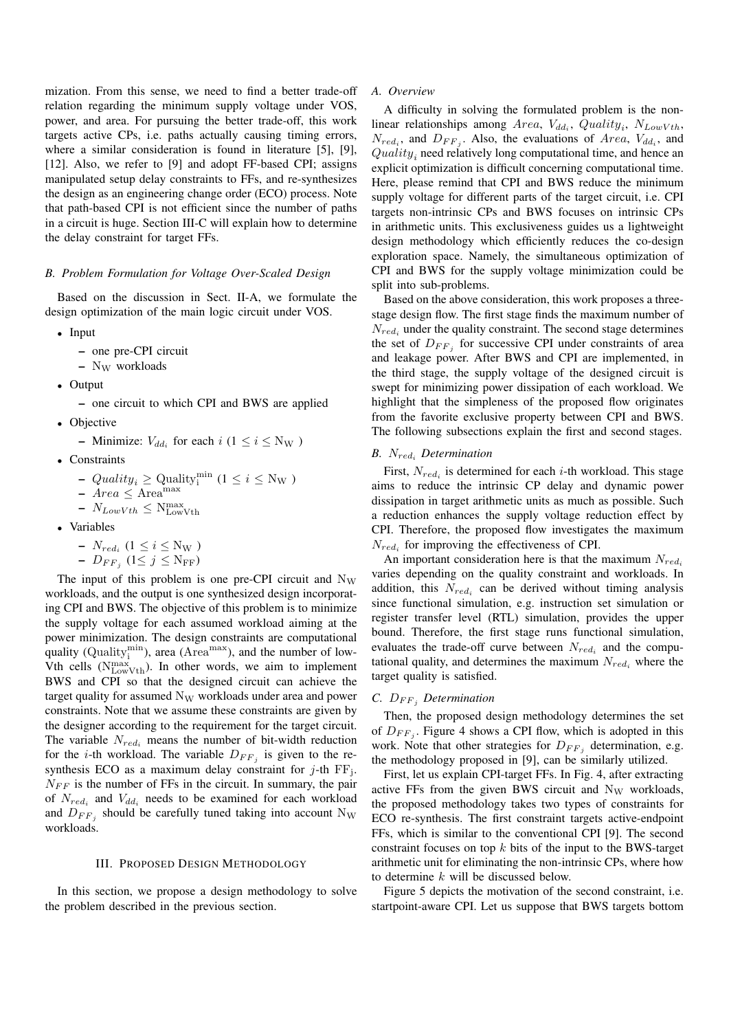mization. From this sense, we need to find a better trade-off relation regarding the minimum supply voltage under VOS, power, and area. For pursuing the better trade-off, this work targets active CPs, i.e. paths actually causing timing errors, where a similar consideration is found in literature [5], [9], [12]. Also, we refer to [9] and adopt FF-based CPI; assigns manipulated setup delay constraints to FFs, and re-synthesizes the design as an engineering change order (ECO) process. Note that path-based CPI is not efficient since the number of paths in a circuit is huge. Section III-C will explain how to determine the delay constraint for target FFs.

### B. Problem Formulation for Voltage Over-Scaled Design

Based on the discussion in Sect. II-A, we formulate the design optimization of the main logic circuit under VOS.

- Input
  - one pre-CPI circuit
  - $\mathrm{N_W}$ workloads
- Output
  - one circuit to which CPI and BWS are applied
- Objective
  - Minimize: $V_{dd_i}$ for each $i$ ($1 \leq i \leq \mathrm{N_W}$ )
- Constraints
  - $Quality_i \geq \mathrm{Quality_i^{min}}$ ($1 \leq i \leq \mathrm{N_W}$ )
  - $Area \leq \mathrm{Area^{max}}$
  - $N_{LowVth} \leq \mathrm{N_{LowVth}^{max}}$
- Variables
  - $N_{red_i}$ ($1 \leq i \leq \mathrm{N_W}$ )
  - $D_{FF_j}$ ($1\leq j \leq \mathrm{N_{FF}}$)

The input of this problem is one pre-CPI circuit and $\mathrm{N_W}$ workloads, and the output is one synthesized design incorporating CPI and BWS. The objective of this problem is to minimize the supply voltage for each assumed workload aiming at the power minimization. The design constraints are computational quality ($\mathrm{Quality_i^{min}}$), area ($\mathrm{Area^{max}}$), and the number of low-Vth cells ($\mathrm{N_{LowVth}^{max}}$). In other words, we aim to implement BWS and CPI so that the designed circuit can achieve the target quality for assumed $\mathrm{N_W}$ workloads under area and power constraints. Note that we assume these constraints are given by the designer according to the requirement for the target circuit. The variable $N_{red_i}$ means the number of bit-width reduction for the $i$-th workload. The variable $D_{FF_j}$ is given to the re-synthesis ECO as a maximum delay constraint for $j$-th $\mathrm{FF_j}$. $N_{FF}$ is the number of FFs in the circuit. In summary, the pair of $N_{red_i}$ and $V_{dd_i}$ needs to be examined for each workload and $D_{FF_j}$ should be carefully tuned taking into account $\mathrm{N_W}$ workloads.

## III. Proposed Design Methodology

In this section, we propose a design methodology to solve the problem described in the previous section.

### A. Overview

A difficulty in solving the formulated problem is the non-linear relationships among $Area$, $V_{dd_i}$, $Quality_i$, $N_{LowVth}$, $N_{red_i}$, and $D_{FF_j}$. Also, the evaluations of $Area$, $V_{dd_i}$, and $Quality_i$ need relatively long computational time, and hence an explicit optimization is difficult concerning computational time. Here, please remind that CPI and BWS reduce the minimum supply voltage for different parts of the target circuit, i.e. CPI targets non-intrinsic CPs and BWS focuses on intrinsic CPs in arithmetic units. This exclusiveness guides us a lightweight design methodology which efficiently reduces the co-design exploration space. Namely, the simultaneous optimization of CPI and BWS for the supply voltage minimization could be split into sub-problems.

Based on the above consideration, this work proposes a three-stage design flow. The first stage finds the maximum number of $N_{red_i}$ under the quality constraint. The second stage determines the set of $D_{FF_j}$ for successive CPI under constraints of area and leakage power. After BWS and CPI are implemented, in the third stage, the supply voltage of the designed circuit is swept for minimizing power dissipation of each workload. We highlight that the simpleness of the proposed flow originates from the favorite exclusive property between CPI and BWS. The following subsections explain the first and second stages.

### B. $N_{red_i}$ Determination

First, $N_{red_i}$ is determined for each $i$-th workload. This stage aims to reduce the intrinsic CP delay and dynamic power dissipation in target arithmetic units as much as possible. Such a reduction enhances the supply voltage reduction effect by CPI. Therefore, the proposed flow investigates the maximum $N_{red_i}$ for improving the effectiveness of CPI.

An important consideration here is that the maximum $N_{red_i}$ varies depending on the quality constraint and workloads. In addition, this $N_{red_i}$ can be derived without timing analysis since functional simulation, e.g. instruction set simulation or register transfer level (RTL) simulation, provides the upper bound. Therefore, the first stage runs functional simulation, evaluates the trade-off curve between $N_{red_i}$ and the computational quality, and determines the maximum $N_{red_i}$ where the target quality is satisfied.

### C. $D_{FF_j}$ Determination

Then, the proposed design methodology determines the set of $D_{FF_j}$. Figure 4 shows a CPI flow, which is adopted in this work. Note that other strategies for $D_{FF_j}$ determination, e.g. the methodology proposed in [9], can be similarly utilized.

First, let us explain CPI-target FFs. In Fig. 4, after extracting active FFs from the given BWS circuit and $\mathrm{N_W}$ workloads, the proposed methodology takes two types of constraints for ECO re-synthesis. The first constraint targets active-endpoint FFs, which is similar to the conventional CPI [9]. The second constraint focuses on top $k$ bits of the input to the BWS-target arithmetic unit for eliminating the non-intrinsic CPs, where how to determine $k$ will be discussed below.

Figure 5 depicts the motivation of the second constraint, i.e. startpoint-aware CPI. Let us suppose that BWS targets bottom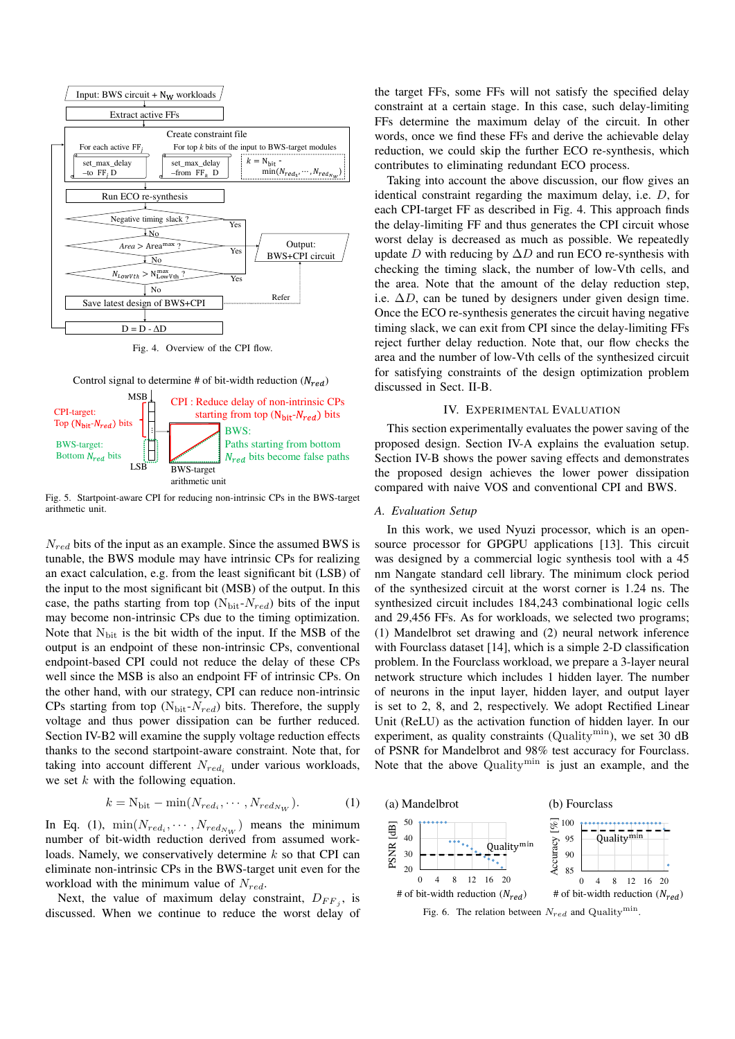Fig. 4. Overview of the CPI flow.

Fig. 5. Startpoint-aware CPI for reducing non-intrinsic CPs in the BWS-target arithmetic unit.

$N_{red}$ bits of the input as an example. Since the assumed BWS is tunable, the BWS module may have intrinsic CPs for realizing an exact calculation, e.g. from the least significant bit (LSB) of the input to the most significant bit (MSB) of the output. In this case, the paths starting from top ($\mathrm{N_{bit}}$-$N_{red}$) bits of the input may become non-intrinsic CPs due to the timing optimization. Note that $\mathrm{N_{bit}}$ is the bit width of the input. If the MSB of the output is an endpoint of these non-intrinsic CPs, conventional endpoint-based CPI could not reduce the delay of these CPs well since the MSB is also an endpoint FF of intrinsic CPs. On the other hand, with our strategy, CPI can reduce non-intrinsic CPs starting from top ($\mathrm{N_{bit}}$-$N_{red}$) bits. Therefore, the supply voltage and thus power dissipation can be further reduced. Section IV-B2 will examine the supply voltage reduction effects thanks to the second startpoint-aware constraint. Note that, for taking into account different $N_{red_i}$ under various workloads, we set $k$ with the following equation.

$$k = \mathrm{N_{bit}} - \min(N_{red_i}, \cdots, N_{red_{N_W}}). \tag{1}$$

In Eq. (1), $\min(N_{red_i}, \cdots, N_{red_{N_W}})$ means the minimum number of bit-width reduction derived from assumed workloads. Namely, we conservatively determine $k$ so that CPI can eliminate non-intrinsic CPs in the BWS-target unit even for the workload with the minimum value of $N_{red}$.

Next, the value of maximum delay constraint, $D_{FF_j}$, is discussed. When we continue to reduce the worst delay of the target FFs, some FFs will not satisfy the specified delay constraint at a certain stage. In this case, such delay-limiting FFs determine the maximum delay of the circuit. In other words, once we find these FFs and derive the achievable delay reduction, we could skip the further ECO re-synthesis, which contributes to eliminating redundant ECO process.

Taking into account the above discussion, our flow gives an identical constraint regarding the maximum delay, i.e. $D$, for each CPI-target FF as described in Fig. 4. This approach finds the delay-limiting FF and thus generates the CPI circuit whose worst delay is decreased as much as possible. We repeatedly update $D$ with reducing by $\Delta D$ and run ECO re-synthesis with checking the timing slack, the number of low-Vth cells, and the area. Note that the amount of the delay reduction step, i.e. $\Delta D$, can be tuned by designers under given design time. Once the ECO re-synthesis generates the circuit having negative timing slack, we can exit from CPI since the delay-limiting FFs reject further delay reduction. Note that, our flow checks the area and the number of low-Vth cells of the synthesized circuit for satisfying constraints of the design optimization problem discussed in Sect. II-B.

## IV. Experimental Evaluation

This section experimentally evaluates the power saving of the proposed design. Section IV-A explains the evaluation setup. Section IV-B shows the power saving effects and demonstrates the proposed design achieves the lower power dissipation compared with naive VOS and conventional CPI and BWS.

### A. Evaluation Setup

In this work, we used Nyuzi processor, which is an open-source processor for GPGPU applications [13]. This circuit was designed by a commercial logic synthesis tool with a 45 nm Nangate standard cell library. The minimum clock period of the synthesized circuit at the worst corner is 1.24 ns. The synthesized circuit includes 184,243 combinational logic cells and 29,456 FFs. As for workloads, we selected two programs; (1) Mandelbrot set drawing and (2) neural network inference with Fourclass dataset [14], which is a simple 2-D classification problem. In the Fourclass workload, we prepare a 3-layer neural network structure which includes 1 hidden layer. The number of neurons in the input layer, hidden layer, and output layer is set to 2, 8, and 2, respectively. We adopt Rectified Linear Unit (ReLU) as the activation function of hidden layer. In our experiment, as quality constraints ($\mathrm{Quality^{min}}$), we set 30 dB of PSNR for Mandelbrot and 98% test accuracy for Fourclass. Note that the above $\mathrm{Quality^{min}}$ is just an example, and the

Fig. 6. The relation between $N_{red}$ and $\mathrm{Quality^{min}}$.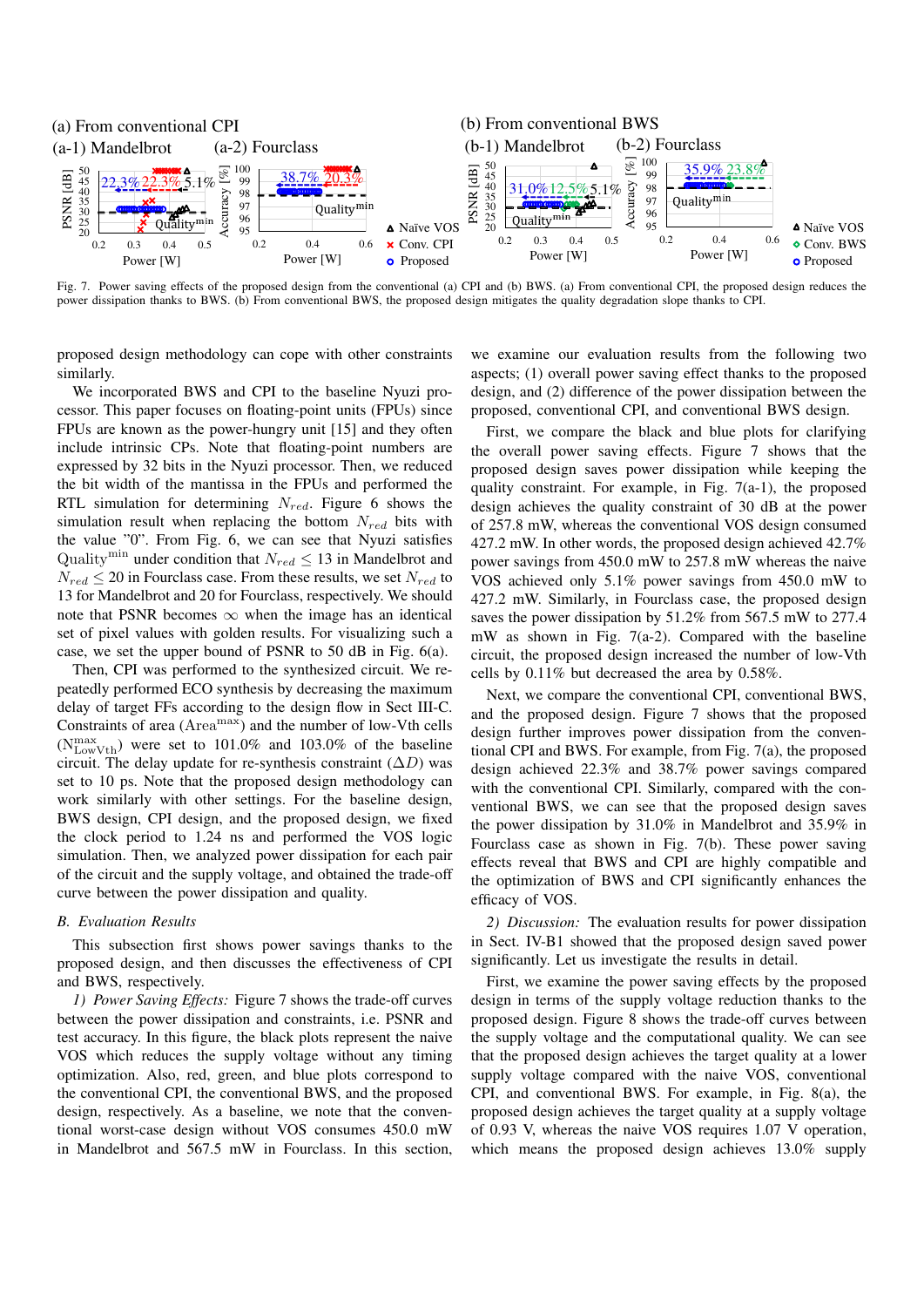Fig. 7. Power saving effects of the proposed design from the conventional (a) CPI and (b) BWS. (a) From conventional CPI, the proposed design reduces the power dissipation thanks to BWS. (b) From conventional BWS, the proposed design mitigates the quality degradation slope thanks to CPI.

proposed design methodology can cope with other constraints similarly.

We incorporated BWS and CPI to the baseline Nyuzi processor. This paper focuses on floating-point units (FPUs) since FPUs are known as the power-hungry unit [15] and they often include intrinsic CPs. Note that floating-point numbers are expressed by 32 bits in the Nyuzi processor. Then, we reduced the bit width of the mantissa in the FPUs and performed the RTL simulation for determining $N_{red}$. Figure 6 shows the simulation result when replacing the bottom $N_{red}$ bits with the value "0". From Fig. 6, we can see that Nyuzi satisfies $\mathrm{Quality}^{\mathrm{min}}$ under condition that $N_{red} \leq 13$ in Mandelbrot and $N_{red} \leq 20$ in Fourclass case. From these results, we set $N_{red}$ to 13 for Mandelbrot and 20 for Fourclass, respectively. We should note that PSNR becomes $\infty$ when the image has an identical set of pixel values with golden results. For visualizing such a case, we set the upper bound of PSNR to 50 dB in Fig. 6(a).

Then, CPI was performed to the synthesized circuit. We repeatedly performed ECO synthesis by decreasing the maximum delay of target FFs according to the design flow in Sect III-C. Constraints of area ($\mathrm{Area}^{\mathrm{max}}$) and the number of low-Vth cells ($\mathrm{N}^{\mathrm{max}}_{\mathrm{LowVth}}$) were set to 101.0% and 103.0% of the baseline circuit. The delay update for re-synthesis constraint ($\Delta D$) was set to 10 ps. Note that the proposed design methodology can work similarly with other settings. For the baseline design, BWS design, CPI design, and the proposed design, we fixed the clock period to 1.24 ns and performed the VOS logic simulation. Then, we analyzed power dissipation for each pair of the circuit and the supply voltage, and obtained the trade-off curve between the power dissipation and quality.

### B. Evaluation Results

This subsection first shows power savings thanks to the proposed design, and then discusses the effectiveness of CPI and BWS, respectively.

*1) Power Saving Effects:* Figure 7 shows the trade-off curves between the power dissipation and constraints, i.e. PSNR and test accuracy. In this figure, the black plots represent the naive VOS which reduces the supply voltage without any timing optimization. Also, red, green, and blue plots correspond to the conventional CPI, the conventional BWS, and the proposed design, respectively. As a baseline, we note that the conventional worst-case design without VOS consumes 450.0 mW in Mandelbrot and 567.5 mW in Fourclass. In this section, we examine our evaluation results from the following two aspects; (1) overall power saving effect thanks to the proposed design, and (2) difference of the power dissipation between the proposed, conventional CPI, and conventional BWS design.

First, we compare the black and blue plots for clarifying the overall power saving effects. Figure 7 shows that the proposed design saves power dissipation while keeping the quality constraint. For example, in Fig. 7(a-1), the proposed design achieves the quality constraint of 30 dB at the power of 257.8 mW, whereas the conventional VOS design consumed 427.2 mW. In other words, the proposed design achieved 42.7% power savings from 450.0 mW to 257.8 mW whereas the naive VOS achieved only 5.1% power savings from 450.0 mW to 427.2 mW. Similarly, in Fourclass case, the proposed design saves the power dissipation by 51.2% from 567.5 mW to 277.4 mW as shown in Fig. 7(a-2). Compared with the baseline circuit, the proposed design increased the number of low-Vth cells by 0.11% but decreased the area by 0.58%.

Next, we compare the conventional CPI, conventional BWS, and the proposed design. Figure 7 shows that the proposed design further improves power dissipation from the conventional CPI and BWS. For example, from Fig. 7(a), the proposed design achieved 22.3% and 38.7% power savings compared with the conventional CPI. Similarly, compared with the conventional BWS, we can see that the proposed design saves the power dissipation by 31.0% in Mandelbrot and 35.9% in Fourclass case as shown in Fig. 7(b). These power saving effects reveal that BWS and CPI are highly compatible and the optimization of BWS and CPI significantly enhances the efficacy of VOS.

*2) Discussion:* The evaluation results for power dissipation in Sect. IV-B1 showed that the proposed design saved power significantly. Let us investigate the results in detail.

First, we examine the power saving effects by the proposed design in terms of the supply voltage reduction thanks to the proposed design. Figure 8 shows the trade-off curves between the supply voltage and the computational quality. We can see that the proposed design achieves the target quality at a lower supply voltage compared with the naive VOS, conventional CPI, and conventional BWS. For example, in Fig. 8(a), the proposed design achieves the target quality at a supply voltage of 0.93 V, whereas the naive VOS requires 1.07 V operation, which means the proposed design achieves 13.0% supply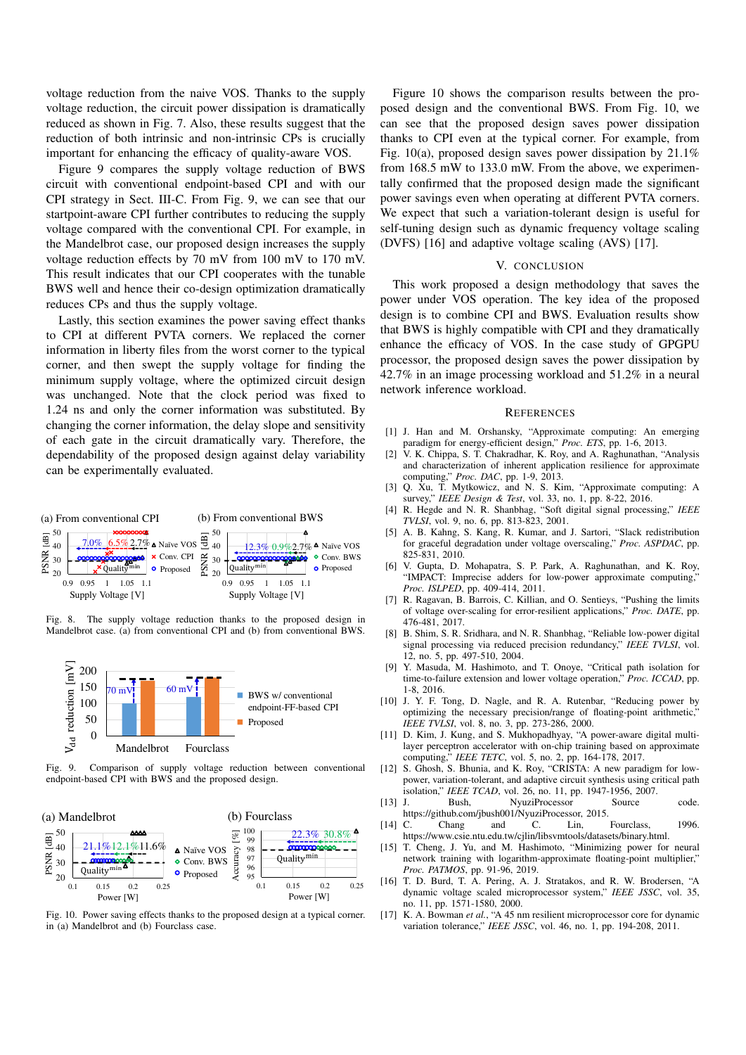voltage reduction from the naive VOS. Thanks to the supply voltage reduction, the circuit power dissipation is dramatically reduced as shown in Fig. 7. Also, these results suggest that the reduction of both intrinsic and non-intrinsic CPs is crucially important for enhancing the efficacy of quality-aware VOS.

Figure 9 compares the supply voltage reduction of BWS circuit with conventional endpoint-based CPI and with our CPI strategy in Sect. III-C. From Fig. 9, we can see that our startpoint-aware CPI further contributes to reducing the supply voltage compared with the conventional CPI. For example, in the Mandelbrot case, our proposed design increases the supply voltage reduction effects by 70 mV from 100 mV to 170 mV. This result indicates that our CPI cooperates with the tunable BWS well and hence their co-design optimization dramatically reduces CPs and thus the supply voltage.

Lastly, this section examines the power saving effect thanks to CPI at different PVTA corners. We replaced the corner information in liberty files from the worst corner to the typical corner, and then swept the supply voltage for finding the minimum supply voltage, where the optimized circuit design was unchanged. Note that the clock period was fixed to 1.24 ns and only the corner information was substituted. By changing the corner information, the delay slope and sensitivity of each gate in the circuit dramatically vary. Therefore, the dependability of the proposed design against delay variability can be experimentally evaluated.

(a) From conventional CPI

PSNR [dB]
50
40
30
20
7.0%
6.5%
2.7%
Quality$^{min}$
0.9 0.95 1 1.05 1.1
Supply Voltage [V]
Naïve VOS
Conv. CPI
Proposed

(b) From conventional BWS

PSNR [dB]
50
40
30
20
12.3%
0.9%
2.7%
Quality$^{min}$
0.9 0.95 1 1.05 1.1
Supply Voltage [V]
Naïve VOS
Conv. BWS
Proposed

Fig. 8. The supply voltage reduction thanks to the proposed design in Mandelbrot case. (a) from conventional CPI and (b) from conventional BWS.

$V_{dd}$ reduction [mV]
200
150
100
50
0
70 mV
60 mV
Mandelbrot
Fourclass
BWS w/ conventional endpoint-FF-based CPI
Proposed

Fig. 9. Comparison of supply voltage reduction between conventional endpoint-based CPI with BWS and the proposed design.

(a) Mandelbrot

PSNR [dB]
40
30
20
21.1%
12.1%
11.6%
Quality$^{min}$
0.1 0.15 0.2 0.25
Power [W]
Naïve VOS
Conv. BWS
Proposed

(b) Fourclass

Accuracy [%]
100
99
98
97
96
95
22.3%
30.8%
Quality$^{min}$
0.1 0.15 0.2 0.25
Power [W]

Fig. 10. Power saving effects thanks to the proposed design at a typical corner. in (a) Mandelbrot and (b) Fourclass case.

Figure 10 shows the comparison results between the proposed design and the conventional BWS. From Fig. 10, we can see that the proposed design saves power dissipation thanks to CPI even at the typical corner. For example, from Fig. 10(a), proposed design saves power dissipation by 21.1% from 168.5 mW to 133.0 mW. From the above, we experimentally confirmed that the proposed design made the significant power savings even when operating at different PVTA corners. We expect that such a variation-tolerant design is useful for self-tuning design such as dynamic frequency voltage scaling (DVFS) [16] and adaptive voltage scaling (AVS) [17].

## V. Conclusion

This work proposed a design methodology that saves the power under VOS operation. The key idea of the proposed design is to combine CPI and BWS. Evaluation results show that BWS is highly compatible with CPI and they dramatically enhance the efficacy of VOS. In the case study of GPGPU processor, the proposed design saves the power dissipation by 42.7% in an image processing workload and 51.2% in a neural network inference workload.

## References

[1] J. Han and M. Orshansky, "Approximate computing: An emerging paradigm for energy-efficient design," *Proc. ETS*, pp. 1-6, 2013.

[2] V. K. Chippa, S. T. Chakradhar, K. Roy, and A. Raghunathan, "Analysis and characterization of inherent application resilience for approximate computing," *Proc. DAC*, pp. 1-9, 2013.

[3] Q. Xu, T. Mytkowicz, and N. S. Kim, "Approximate computing: A survey," *IEEE Design & Test*, vol. 33, no. 1, pp. 8-22, 2016.

[4] R. Hegde and N. R. Shanbhag, "Soft digital signal processing," *IEEE TVLSI*, vol. 9, no. 6, pp. 813-823, 2001.

[5] A. B. Kahng, S. Kang, R. Kumar, and J. Sartori, "Slack redistribution for graceful degradation under voltage overscaling," *Proc. ASPDAC*, pp. 825-831, 2010.

[6] V. Gupta, D. Mohapatra, S. P. Park, A. Raghunathan, and K. Roy, "IMPACT: Imprecise adders for low-power approximate computing," *Proc. ISLPED*, pp. 409-414, 2011.

[7] R. Ragavan, B. Barrois, C. Killian, and O. Sentieys, "Pushing the limits of voltage over-scaling for error-resilient applications," *Proc. DATE*, pp. 476-481, 2017.

[8] B. Shim, S. R. Sridhara, and N. R. Shanbhag, "Reliable low-power digital signal processing via reduced precision redundancy," *IEEE TVLSI*, vol. 12, no. 5, pp. 497-510, 2004.

[9] Y. Masuda, M. Hashimoto, and T. Onoye, "Critical path isolation for time-to-failure extension and lower voltage operation," *Proc. ICCAD*, pp. 1-8, 2016.

[10] J. Y. F. Tong, D. Nagle, and R. A. Rutenbar, "Reducing power by optimizing the necessary precision/range of floating-point arithmetic," *IEEE TVLSI*, vol. 8, no. 3, pp. 273-286, 2000.

[11] D. Kim, J. Kung, and S. Mukhopadhyay, "A power-aware digital multilayer perceptron accelerator with on-chip training based on approximate computing," *IEEE TETC*, vol. 5, no. 2, pp. 164-178, 2017.

[12] S. Ghosh, S. Bhunia, and K. Roy, "CRISTA: A new paradigm for low-power, variation-tolerant, and adaptive circuit synthesis using critical path isolation," *IEEE TCAD*, vol. 26, no. 11, pp. 1947-1956, 2007.

[13] J. Bush, NyuziProcessor Source code. https://github.com/jbush001/NyuziProcessor, 2015.

[14] C. Chang and C. Lin, Fourclass, 1996. https://www.csie.ntu.edu.tw/cjlin/libsvmtools/datasets/binary.html.

[15] T. Cheng, J. Yu, and M. Hashimoto, "Minimizing power for neural network training with logarithm-approximate floating-point multiplier," *Proc. PATMOS*, pp. 91-96, 2019.

[16] T. D. Burd, T. A. Pering, A. J. Stratakos, and R. W. Brodersen, "A dynamic voltage scaled microprocessor system," *IEEE JSSC*, vol. 35, no. 11, pp. 1571-1580, 2000.

[17] K. A. Bowman *et al.*, "A 45 nm resilient microprocessor core for dynamic variation tolerance," *IEEE JSSC*, vol. 46, no. 1, pp. 194-208, 2011.